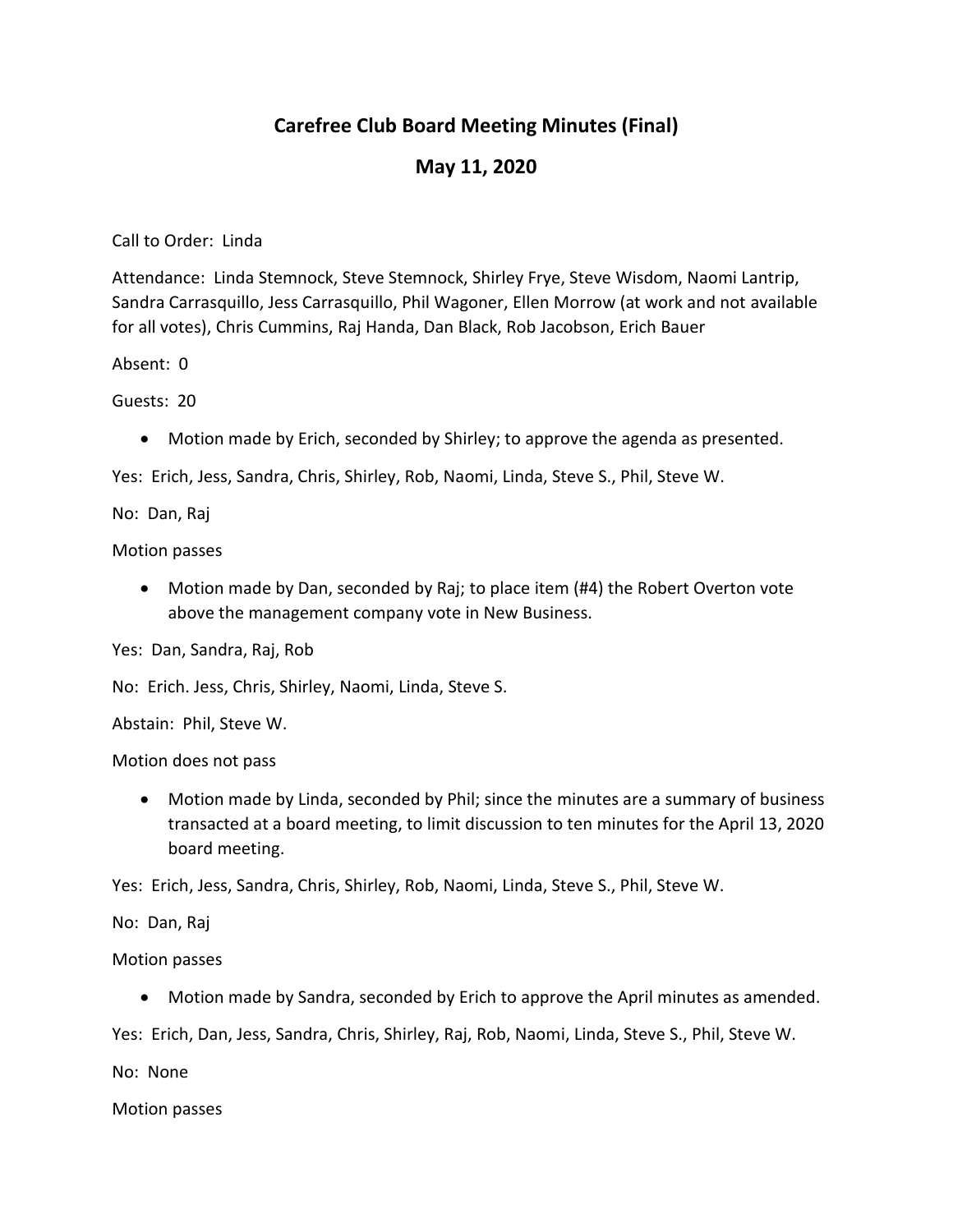# Carefree Club Board Meeting Minutes (Final)

## May 11, 2020

Call to Order: Linda

Attendance: Linda Stemnock, Steve Stemnock, Shirley Frye, Steve Wisdom, Naomi Lantrip, Sandra Carrasquillo, Jess Carrasquillo, Phil Wagoner, Ellen Morrow (at work and not available for all votes), Chris Cummins, Raj Handa, Dan Black, Rob Jacobson, Erich Bauer

Absent: 0

Guests: 20

- Motion made by Erich, seconded by Shirley; to approve the agenda as presented.

Yes: Erich, Jess, Sandra, Chris, Shirley, Rob, Naomi, Linda, Steve S., Phil, Steve W.

No: Dan, Raj

Motion passes

- Motion made by Dan, seconded by Raj; to place item (#4) the Robert Overton vote above the management company vote in New Business.

Yes: Dan, Sandra, Raj, Rob

No: Erich. Jess, Chris, Shirley, Naomi, Linda, Steve S.

Abstain: Phil, Steve W.

Motion does not pass

- Motion made by Linda, seconded by Phil; since the minutes are a summary of business transacted at a board meeting, to limit discussion to ten minutes for the April 13, 2020 board meeting.

Yes: Erich, Jess, Sandra, Chris, Shirley, Rob, Naomi, Linda, Steve S., Phil, Steve W.

No: Dan, Raj

Motion passes

- Motion made by Sandra, seconded by Erich to approve the April minutes as amended.

Yes: Erich, Dan, Jess, Sandra, Chris, Shirley, Raj, Rob, Naomi, Linda, Steve S., Phil, Steve W.

No: None

Motion passes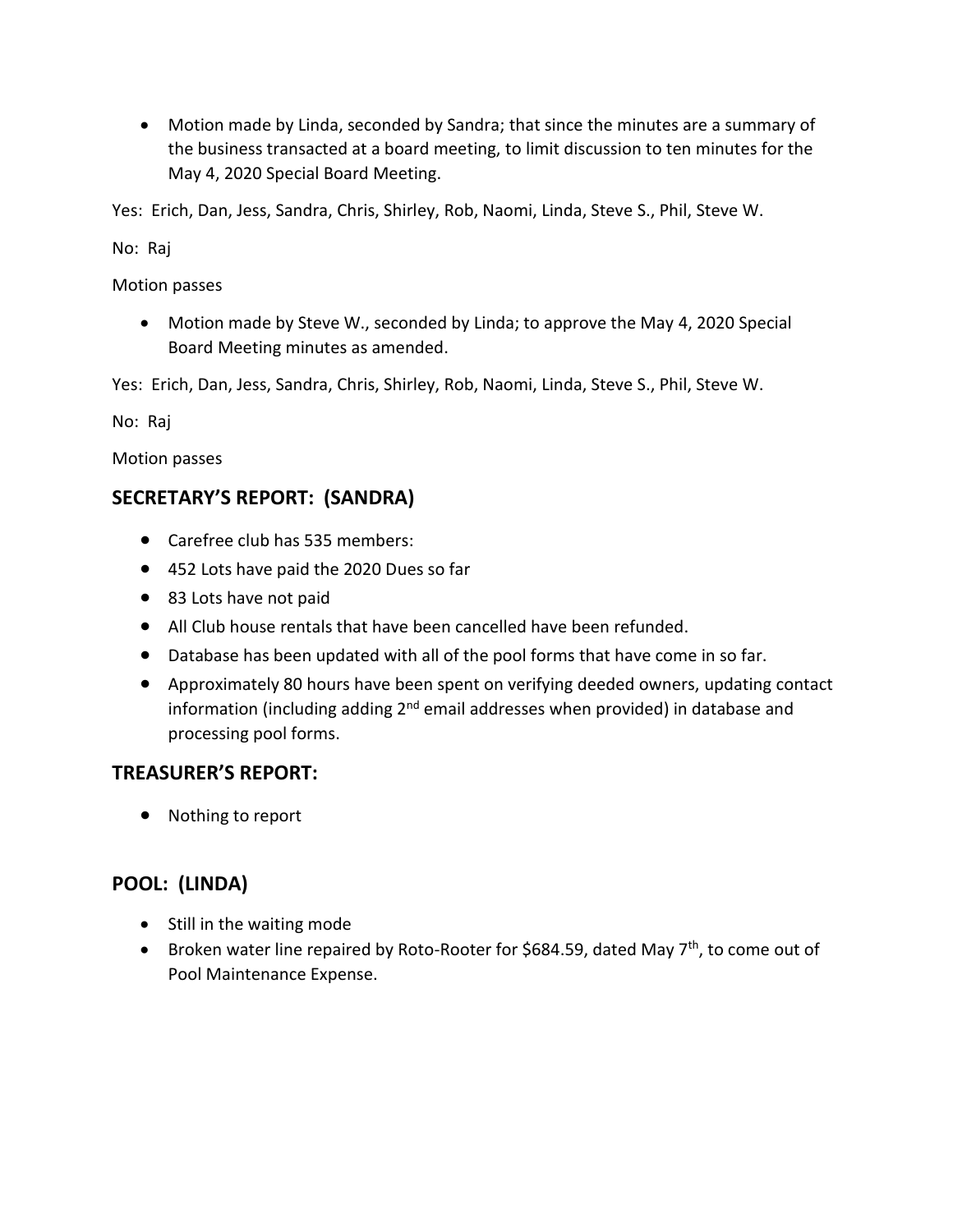- Motion made by Linda, seconded by Sandra; that since the minutes are a summary of the business transacted at a board meeting, to limit discussion to ten minutes for the May 4, 2020 Special Board Meeting.

Yes: Erich, Dan, Jess, Sandra, Chris, Shirley, Rob, Naomi, Linda, Steve S., Phil, Steve W.

No: Raj

Motion passes

- Motion made by Steve W., seconded by Linda; to approve the May 4, 2020 Special Board Meeting minutes as amended.

Yes: Erich, Dan, Jess, Sandra, Chris, Shirley, Rob, Naomi, Linda, Steve S., Phil, Steve W.

No: Raj

Motion passes

## SECRETARY'S REPORT: (SANDRA)

- Carefree club has 535 members:
- 452 Lots have paid the 2020 Dues so far
- 83 Lots have not paid
- All Club house rentals that have been cancelled have been refunded.
- Database has been updated with all of the pool forms that have come in so far.
- Approximately 80 hours have been spent on verifying deeded owners, updating contact information (including adding 2nd email addresses when provided) in database and processing pool forms.

## TREASURER'S REPORT:

- Nothing to report

## POOL: (LINDA)

- Still in the waiting mode
- Broken water line repaired by Roto-Rooter for $684.59, dated May 7th, to come out of Pool Maintenance Expense.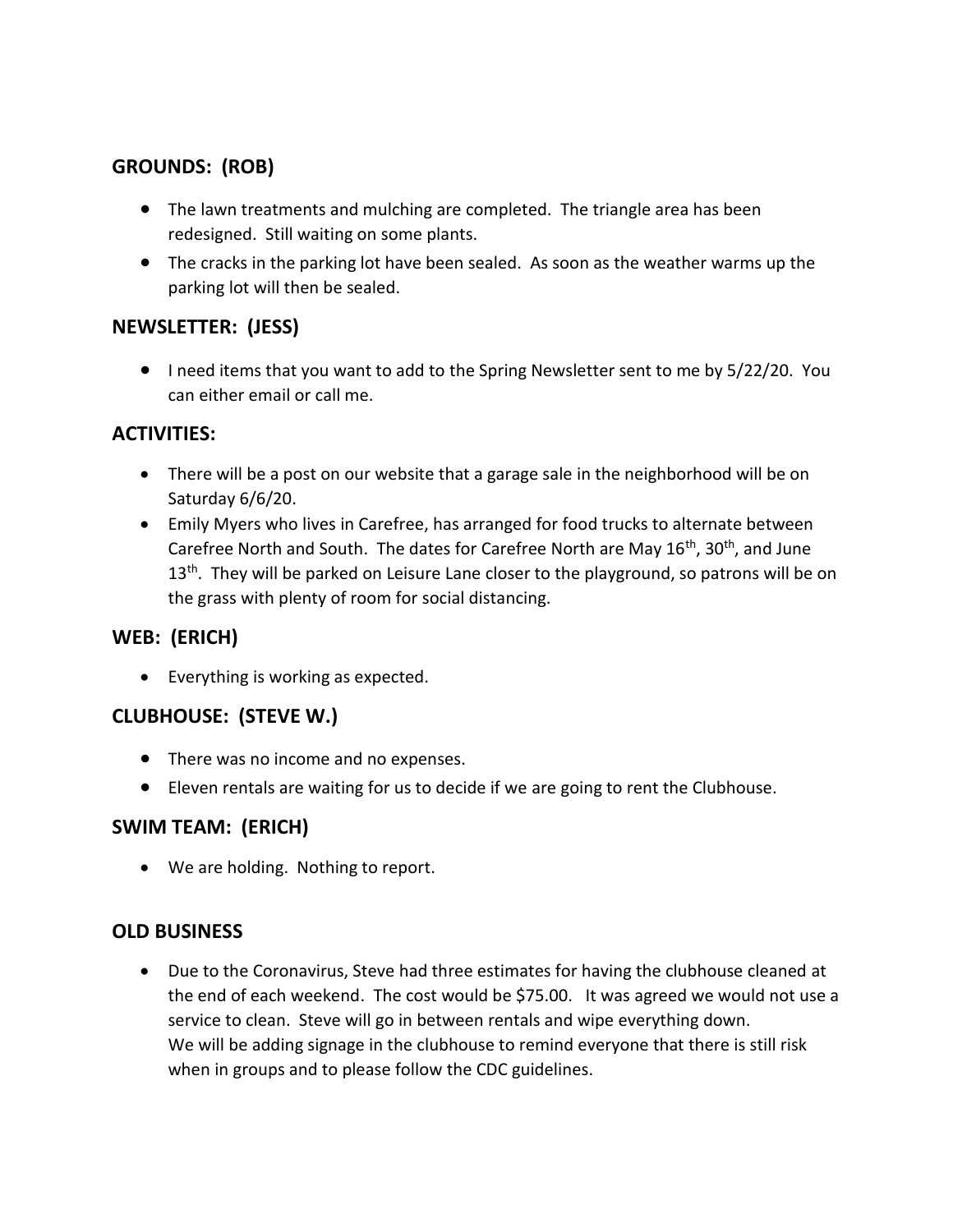## GROUNDS: (ROB)

- The lawn treatments and mulching are completed. The triangle area has been redesigned. Still waiting on some plants.
- The cracks in the parking lot have been sealed. As soon as the weather warms up the parking lot will then be sealed.

## NEWSLETTER: (JESS)

- I need items that you want to add to the Spring Newsletter sent to me by 5/22/20. You can either email or call me.

## ACTIVITIES:

- There will be a post on our website that a garage sale in the neighborhood will be on Saturday 6/6/20.
- Emily Myers who lives in Carefree, has arranged for food trucks to alternate between Carefree North and South. The dates for Carefree North are May 16th, 30th, and June 13th. They will be parked on Leisure Lane closer to the playground, so patrons will be on the grass with plenty of room for social distancing.

## WEB: (ERICH)

- Everything is working as expected.

## CLUBHOUSE: (STEVE W.)

- There was no income and no expenses.
- Eleven rentals are waiting for us to decide if we are going to rent the Clubhouse.

## SWIM TEAM: (ERICH)

- We are holding. Nothing to report.

## OLD BUSINESS

- Due to the Coronavirus, Steve had three estimates for having the clubhouse cleaned at the end of each weekend. The cost would be $75.00. It was agreed we would not use a service to clean. Steve will go in between rentals and wipe everything down.
  We will be adding signage in the clubhouse to remind everyone that there is still risk when in groups and to please follow the CDC guidelines.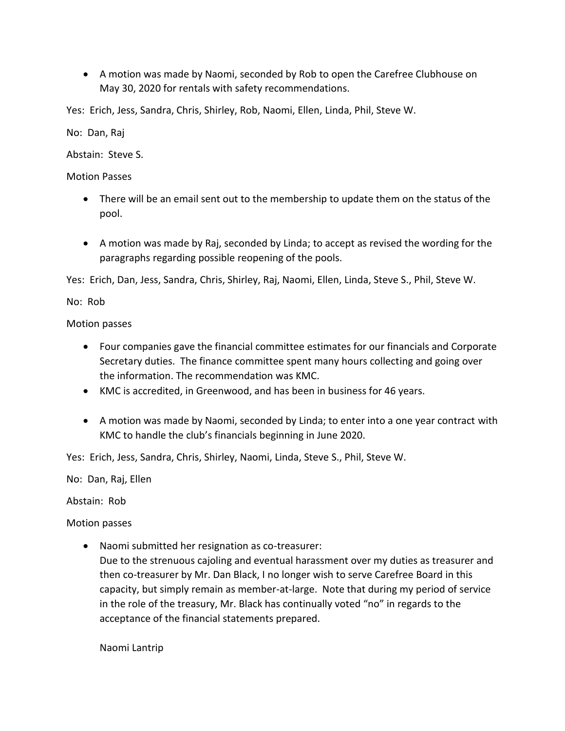- A motion was made by Naomi, seconded by Rob to open the Carefree Clubhouse on May 30, 2020 for rentals with safety recommendations.

Yes: Erich, Jess, Sandra, Chris, Shirley, Rob, Naomi, Ellen, Linda, Phil, Steve W.

No: Dan, Raj

Abstain: Steve S.

Motion Passes

- There will be an email sent out to the membership to update them on the status of the pool.

- A motion was made by Raj, seconded by Linda; to accept as revised the wording for the paragraphs regarding possible reopening of the pools.

Yes: Erich, Dan, Jess, Sandra, Chris, Shirley, Raj, Naomi, Ellen, Linda, Steve S., Phil, Steve W.

No: Rob

Motion passes

- Four companies gave the financial committee estimates for our financials and Corporate Secretary duties. The finance committee spent many hours collecting and going over the information. The recommendation was KMC.
- KMC is accredited, in Greenwood, and has been in business for 46 years.

- A motion was made by Naomi, seconded by Linda; to enter into a one year contract with KMC to handle the club's financials beginning in June 2020.

Yes: Erich, Jess, Sandra, Chris, Shirley, Naomi, Linda, Steve S., Phil, Steve W.

No: Dan, Raj, Ellen

Abstain: Rob

Motion passes

- Naomi submitted her resignation as co-treasurer:
  Due to the strenuous cajoling and eventual harassment over my duties as treasurer and then co-treasurer by Mr. Dan Black, I no longer wish to serve Carefree Board in this capacity, but simply remain as member-at-large. Note that during my period of service in the role of the treasury, Mr. Black has continually voted "no" in regards to the acceptance of the financial statements prepared.

  Naomi Lantrip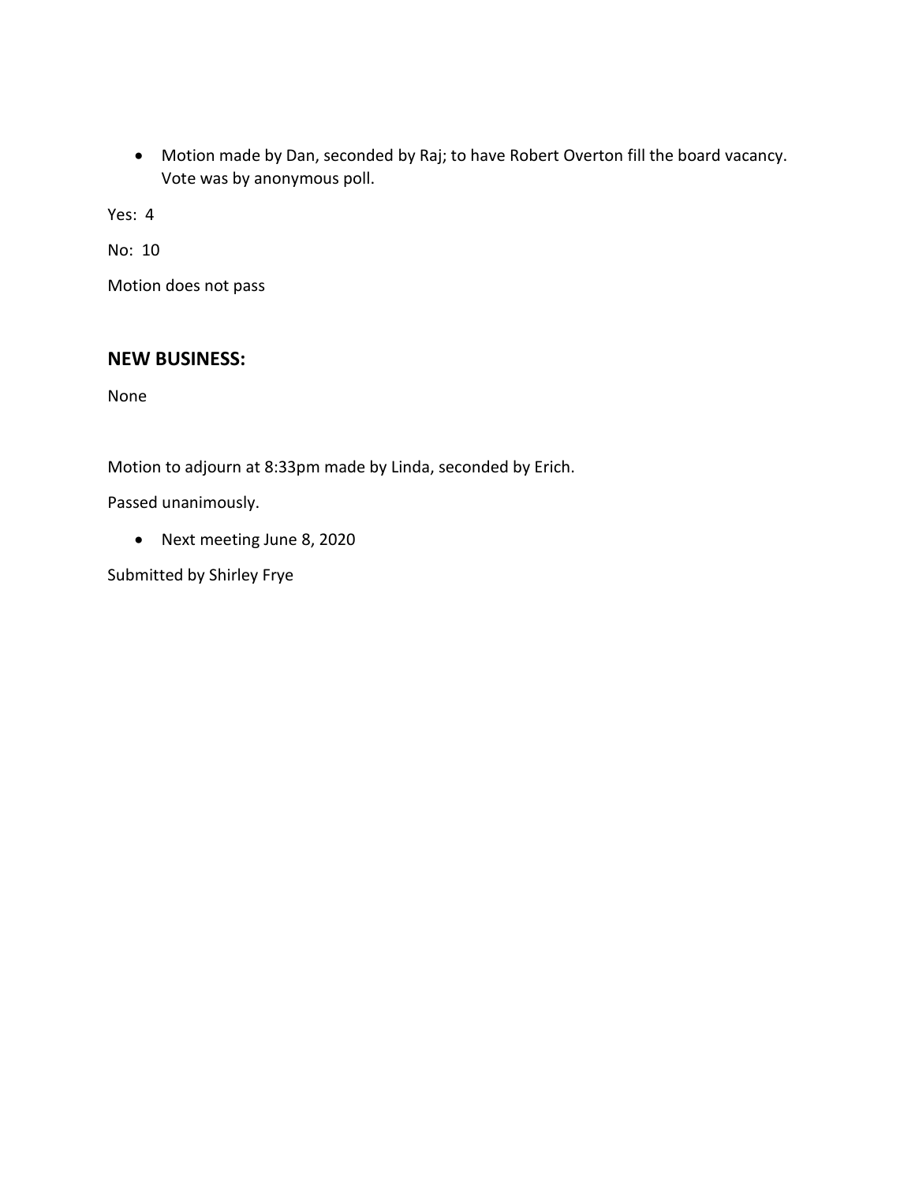- Motion made by Dan, seconded by Raj; to have Robert Overton fill the board vacancy. Vote was by anonymous poll.

Yes: 4

No: 10

Motion does not pass

## NEW BUSINESS:

None

Motion to adjourn at 8:33pm made by Linda, seconded by Erich.

Passed unanimously.

- Next meeting June 8, 2020

Submitted by Shirley Frye